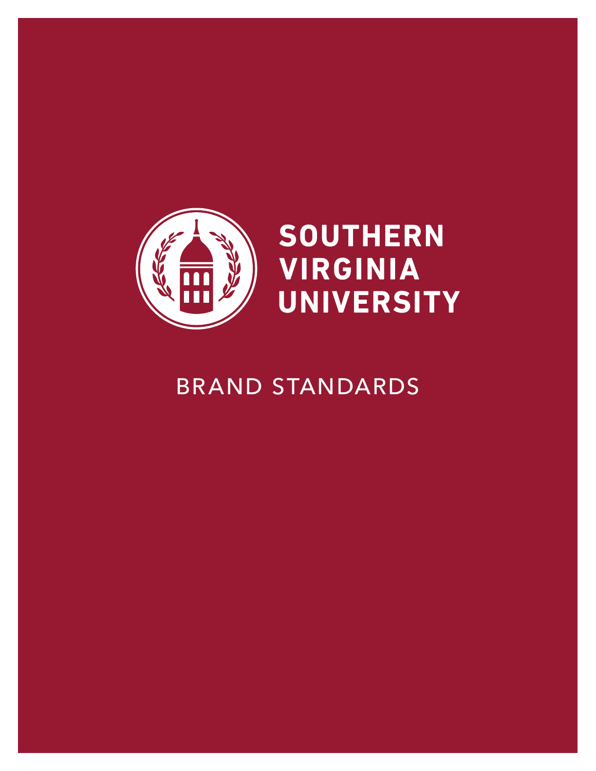# SOUTHERN VIRGINIA UNIVERSITY

## BRAND STANDARDS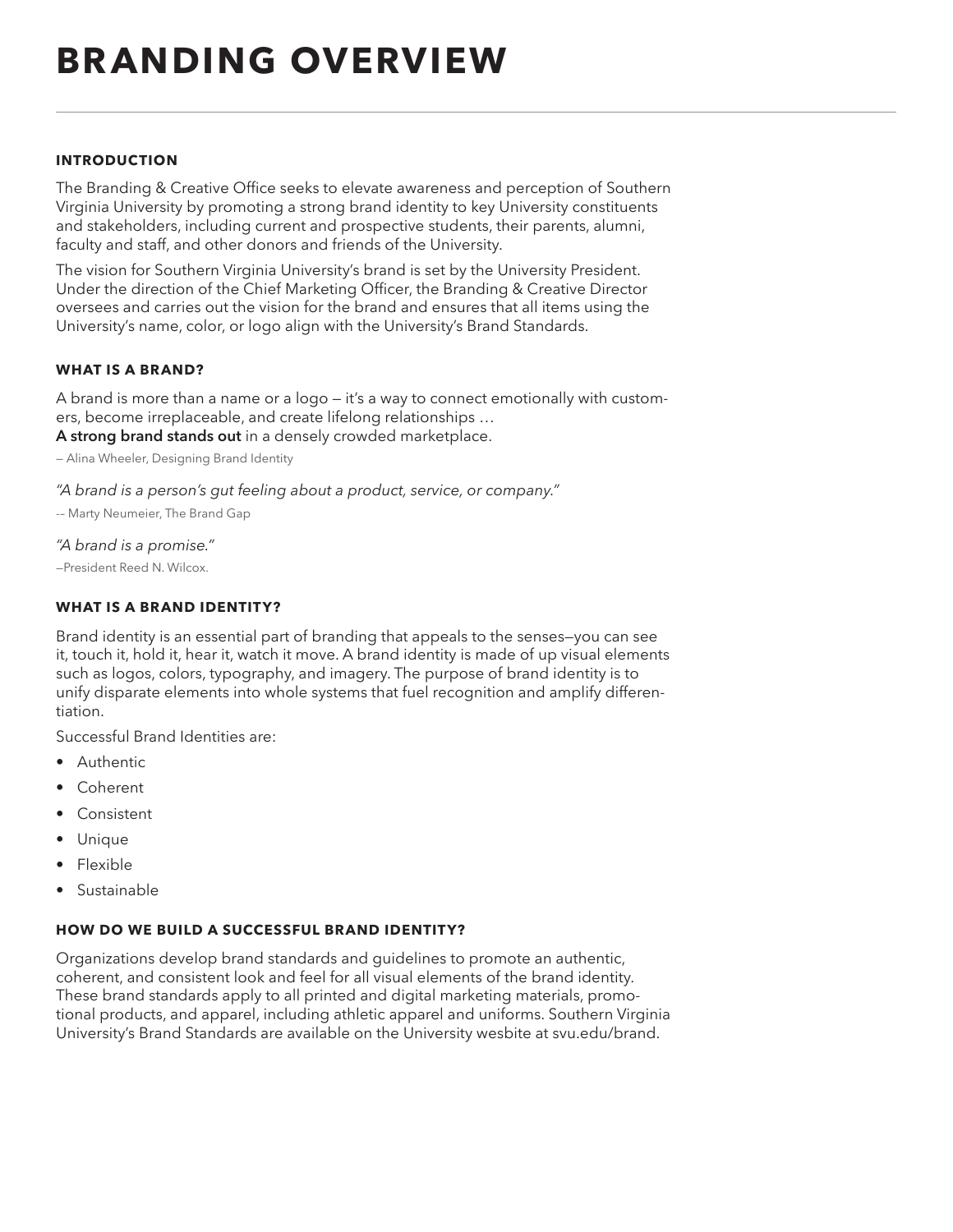# BRANDING OVERVIEW

## INTRODUCTION

The Branding & Creative Office seeks to elevate awareness and perception of Southern Virginia University by promoting a strong brand identity to key University constituents and stakeholders, including current and prospective students, their parents, alumni, faculty and staff, and other donors and friends of the University.

The vision for Southern Virginia University's brand is set by the University President. Under the direction of the Chief Marketing Officer, the Branding & Creative Director oversees and carries out the vision for the brand and ensures that all items using the University's name, color, or logo align with the University's Brand Standards.

## WHAT IS A BRAND?

A brand is more than a name or a logo — it's a way to connect emotionally with customers, become irreplaceable, and create lifelong relationships …
**A strong brand stands out** in a densely crowded marketplace.

— Alina Wheeler, Designing Brand Identity

*"A brand is a person's gut feeling about a product, service, or company."*

-- Marty Neumeier, The Brand Gap

*"A brand is a promise."*

—President Reed N. Wilcox.

## WHAT IS A BRAND IDENTITY?

Brand identity is an essential part of branding that appeals to the senses—you can see it, touch it, hold it, hear it, watch it move. A brand identity is made of up visual elements such as logos, colors, typography, and imagery. The purpose of brand identity is to unify disparate elements into whole systems that fuel recognition and amplify differentiation.

Successful Brand Identities are:

- Authentic
- Coherent
- Consistent
- Unique
- Flexible
- Sustainable

## HOW DO WE BUILD A SUCCESSFUL BRAND IDENTITY?

Organizations develop brand standards and guidelines to promote an authentic, coherent, and consistent look and feel for all visual elements of the brand identity. These brand standards apply to all printed and digital marketing materials, promotional products, and apparel, including athletic apparel and uniforms. Southern Virginia University's Brand Standards are available on the University wesbite at svu.edu/brand.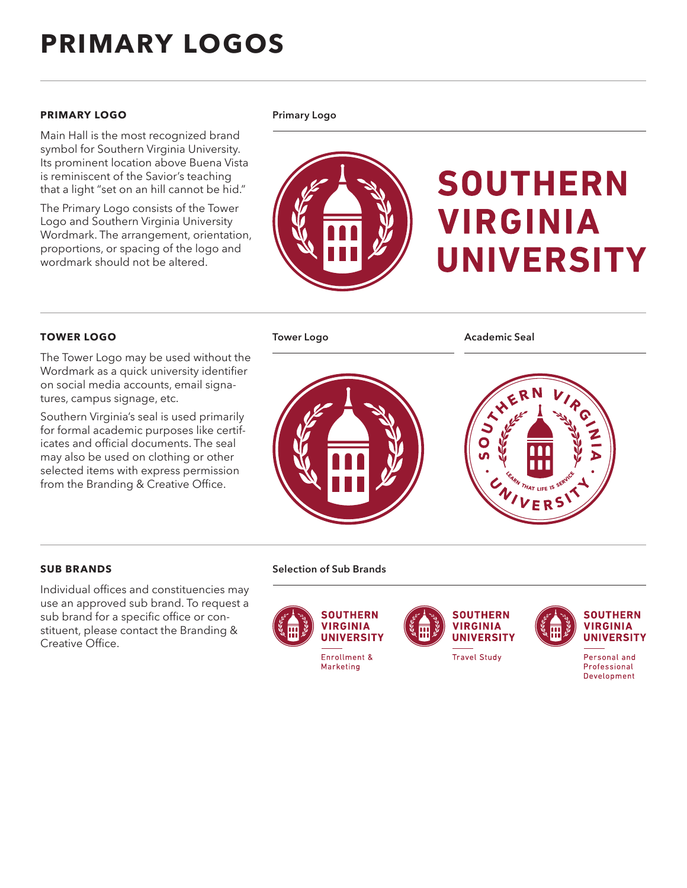# PRIMARY LOGOS

## PRIMARY LOGO

Main Hall is the most recognized brand symbol for Southern Virginia University. Its prominent location above Buena Vista is reminiscent of the Savior's teaching that a light "set on an hill cannot be hid."

The Primary Logo consists of the Tower Logo and Southern Virginia University Wordmark. The arrangement, orientation, proportions, or spacing of the logo and wordmark should not be altered.

**Primary Logo**

SOUTHERN VIRGINIA UNIVERSITY

## TOWER LOGO

The Tower Logo may be used without the Wordmark as a quick university identifier on social media accounts, email signatures, campus signage, etc.

Southern Virginia's seal is used primarily for formal academic purposes like certificates and official documents. The seal may also be used on clothing or other selected items with express permission from the Branding & Creative Office.

**Tower Logo**

**Academic Seal**

SOUTHERN VIRGINIA · UNIVERSITY · LEARN THAT LIFE IS SERVICE

## SUB BRANDS

Individual offices and constituencies may use an approved sub brand. To request a sub brand for a specific office or constituent, please contact the Branding & Creative Office.

**Selection of Sub Brands**

SOUTHERN VIRGINIA UNIVERSITY — Enrollment & Marketing

SOUTHERN VIRGINIA UNIVERSITY — Travel Study

SOUTHERN VIRGINIA UNIVERSITY — Personal and Professional Development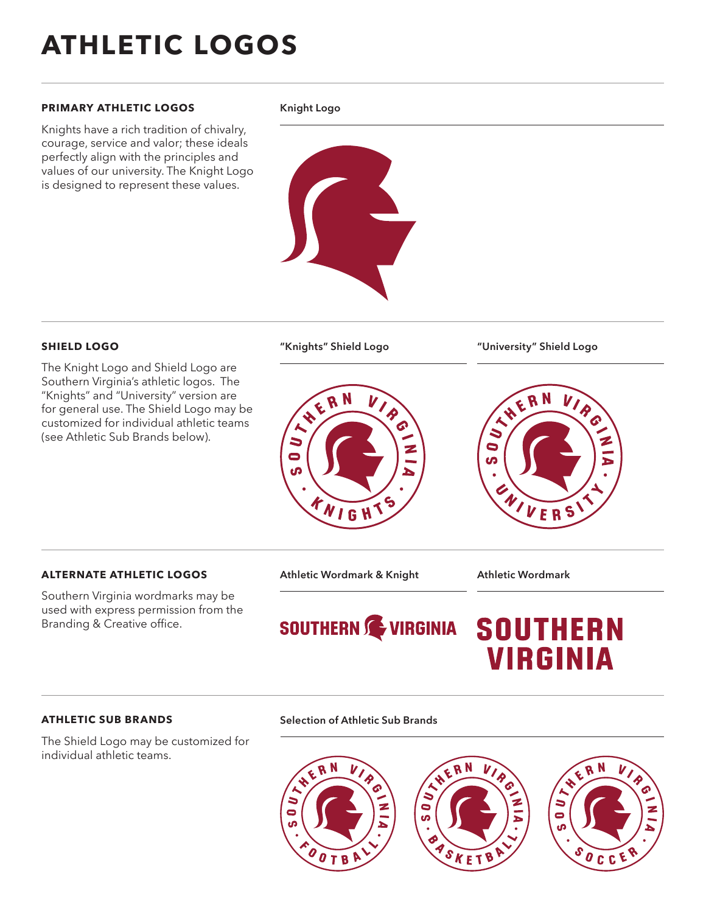# ATHLETIC LOGOS

## PRIMARY ATHLETIC LOGOS

Knights have a rich tradition of chivalry, courage, service and valor; these ideals perfectly align with the principles and values of our university. The Knight Logo is designed to represent these values.

**Knight Logo**

## SHIELD LOGO

The Knight Logo and Shield Logo are Southern Virginia's athletic logos. The "Knights" and "University" version are for general use. The Shield Logo may be customized for individual athletic teams (see Athletic Sub Brands below).

**"Knights" Shield Logo**

**"University" Shield Logo**

## ALTERNATE ATHLETIC LOGOS

Southern Virginia wordmarks may be used with express permission from the Branding & Creative office.

**Athletic Wordmark & Knight**

**Athletic Wordmark**

## ATHLETIC SUB BRANDS

The Shield Logo may be customized for individual athletic teams.

**Selection of Athletic Sub Brands**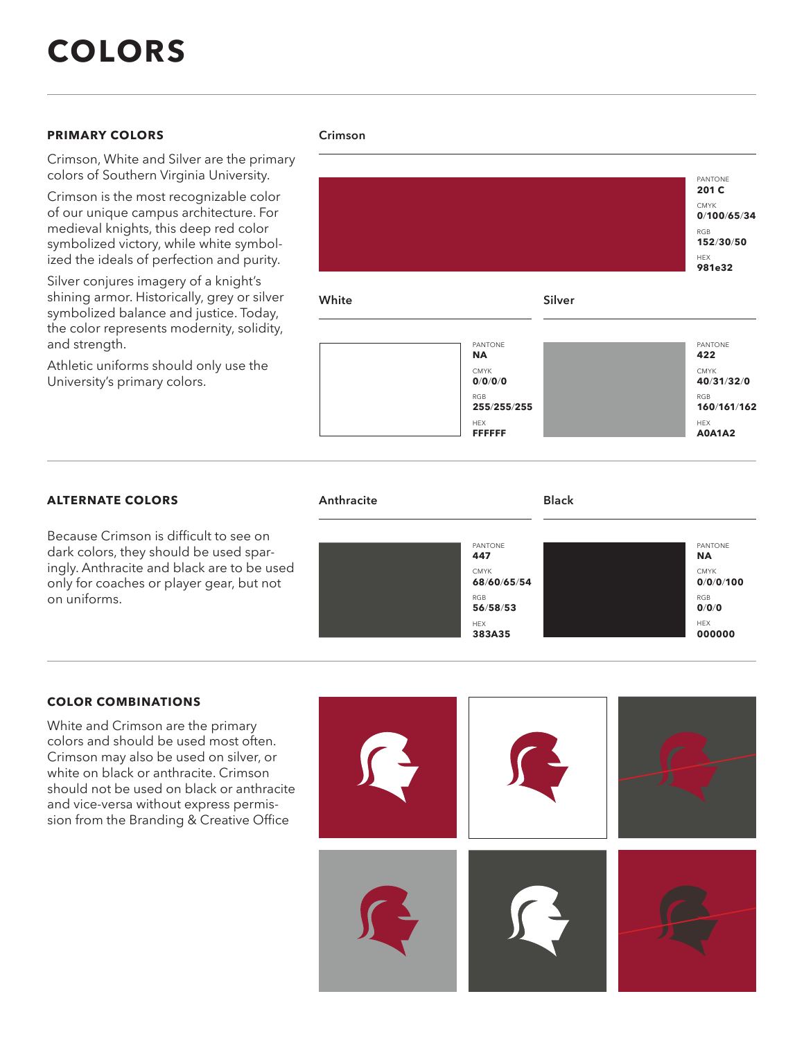# COLORS

## PRIMARY COLORS

Crimson, White and Silver are the primary colors of Southern Virginia University.

Crimson is the most recognizable color of our unique campus architecture. For medieval knights, this deep red color symbolized victory, while white symbolized the ideals of perfection and purity.

Silver conjures imagery of a knight's shining armor. Historically, grey or silver symbolized balance and justice. Today, the color represents modernity, solidity, and strength.

Athletic uniforms should only use the University's primary colors.

### Crimson

PANTONE
**201 C**

CMYK
**0/100/65/34**

RGB
**152/30/50**

HEX
**981e32**

### White

PANTONE
**NA**

CMYK
**0/0/0/0**

RGB
**255/255/255**

HEX
**FFFFFF**

### Silver

PANTONE
**422**

CMYK
**40/31/32/0**

RGB
**160/161/162**

HEX
**A0A1A2**

## ALTERNATE COLORS

Because Crimson is difficult to see on dark colors, they should be used sparingly. Anthracite and black are to be used only for coaches or player gear, but not on uniforms.

### Anthracite

PANTONE
**447**

CMYK
**68/60/65/54**

RGB
**56/58/53**

HEX
**383A35**

### Black

PANTONE
**NA**

CMYK
**0/0/0/100**

RGB
**0/0/0**

HEX
**000000**

## COLOR COMBINATIONS

White and Crimson are the primary colors and should be used most often. Crimson may also be used on silver, or white on black or anthracite. Crimson should not be used on black or anthracite and vice-versa without express permission from the Branding & Creative Office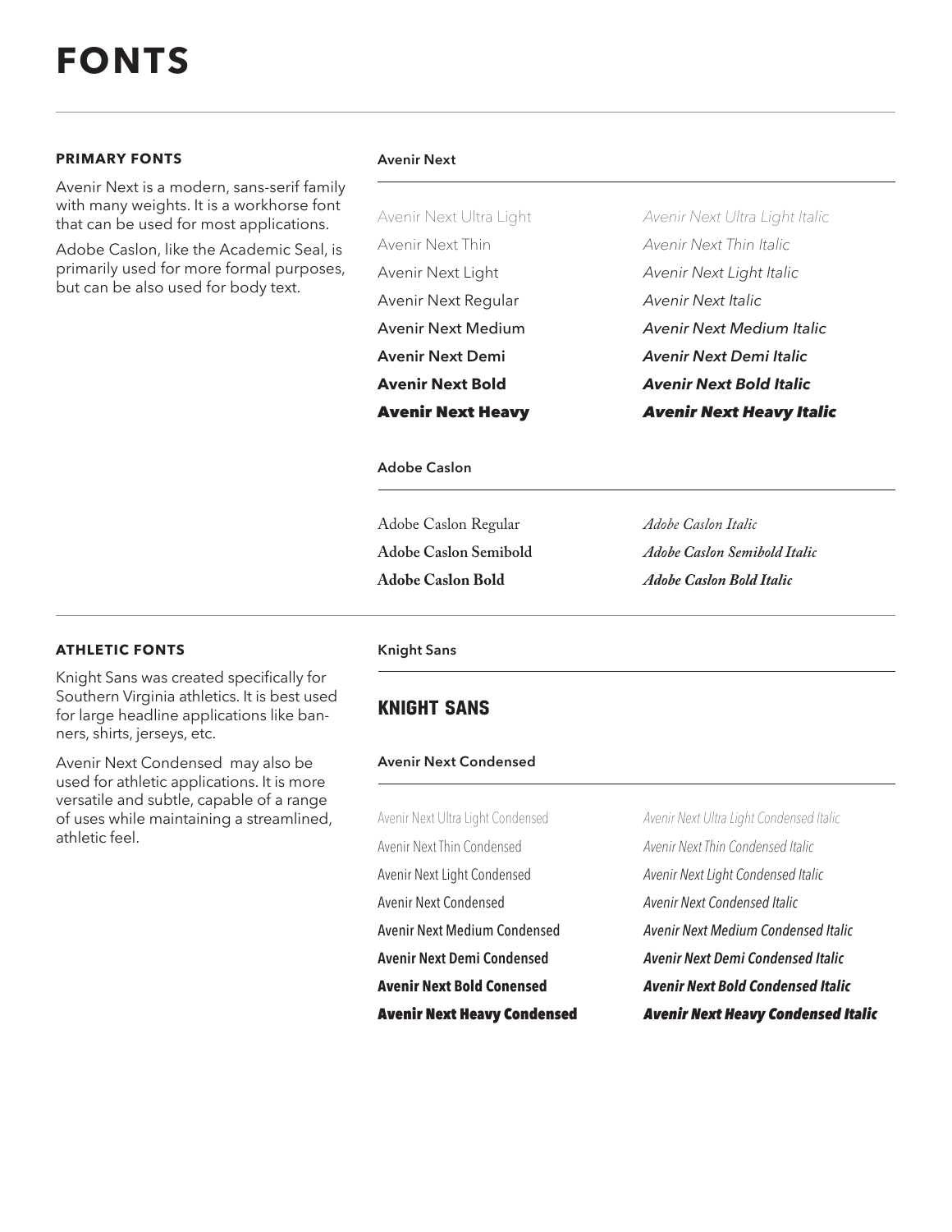# FONTS

### PRIMARY FONTS

Avenir Next is a modern, sans-serif family with many weights. It is a workhorse font that can be used for most applications.

Adobe Caslon, like the Academic Seal, is primarily used for more formal purposes, but can be also used for body text.

**Avenir Next**

Avenir Next Ultra Light | *Avenir Next Ultra Light Italic*
Avenir Next Thin | *Avenir Next Thin Italic*
Avenir Next Light | *Avenir Next Light Italic*
Avenir Next Regular | *Avenir Next Italic*
Avenir Next Medium | *Avenir Next Medium Italic*
**Avenir Next Demi** | ***Avenir Next Demi Italic***
**Avenir Next Bold** | ***Avenir Next Bold Italic***
**Avenir Next Heavy** | ***Avenir Next Heavy Italic***

**Adobe Caslon**

Adobe Caslon Regular | *Adobe Caslon Italic*
**Adobe Caslon Semibold** | ***Adobe Caslon Semibold Italic***
**Adobe Caslon Bold** | ***Adobe Caslon Bold Italic***

### ATHLETIC FONTS

Knight Sans was created specifically for Southern Virginia athletics. It is best used for large headline applications like banners, shirts, jerseys, etc.

Avenir Next Condensed may also be used for athletic applications. It is more versatile and subtle, capable of a range of uses while maintaining a streamlined, athletic feel.

**Knight Sans**

**KNIGHT SANS**

**Avenir Next Condensed**

Avenir Next Ultra Light Condensed | *Avenir Next Ultra Light Condensed Italic*
Avenir Next Thin Condensed | *Avenir Next Thin Condensed Italic*
Avenir Next Light Condensed | *Avenir Next Light Condensed Italic*
Avenir Next Condensed | *Avenir Next Condensed Italic*
Avenir Next Medium Condensed | *Avenir Next Medium Condensed Italic*
**Avenir Next Demi Condensed** | ***Avenir Next Demi Condensed Italic***
**Avenir Next Bold Conensed** | ***Avenir Next Bold Condensed Italic***
**Avenir Next Heavy Condensed** | ***Avenir Next Heavy Condensed Italic***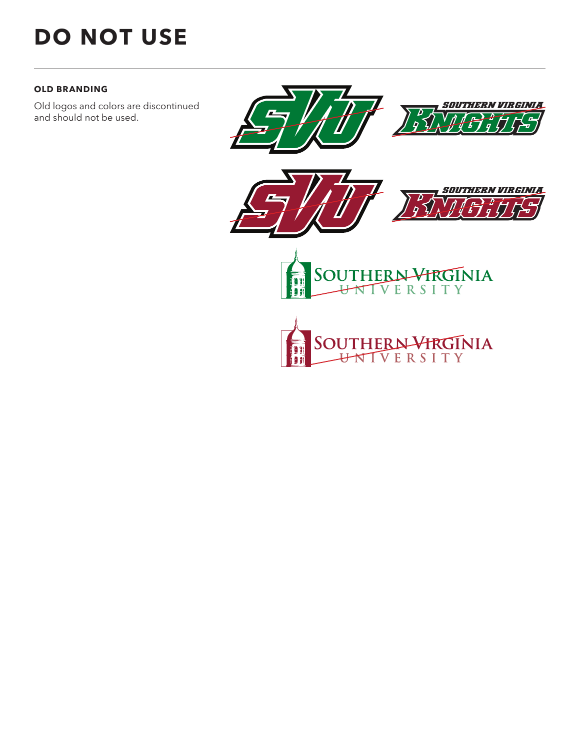# DO NOT USE

**OLD BRANDING**

Old logos and colors are discontinued and should not be used.